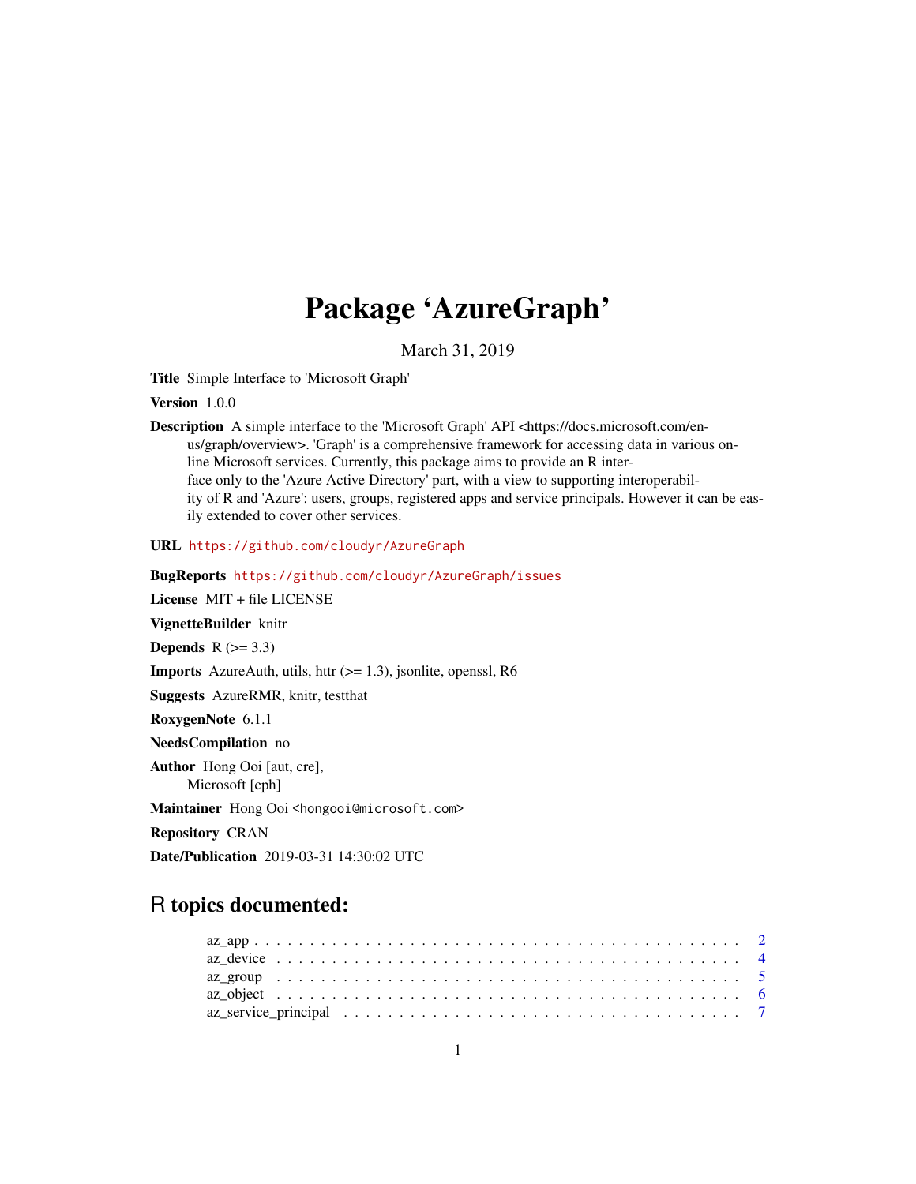# Package 'AzureGraph'

March 31, 2019

**Title** Simple Interface to 'Microsoft Graph'

**Version** 1.0.0

**Description** A simple interface to the 'Microsoft Graph' API <https://docs.microsoft.com/en-us/graph/overview>. 'Graph' is a comprehensive framework for accessing data in various online Microsoft services. Currently, this package aims to provide an R interface only to the 'Azure Active Directory' part, with a view to supporting interoperability of R and 'Azure': users, groups, registered apps and service principals. However it can be easily extended to cover other services.

**URL** https://github.com/cloudyr/AzureGraph

**BugReports** https://github.com/cloudyr/AzureGraph/issues

**License** MIT + file LICENSE

**VignetteBuilder** knitr

**Depends** R (>= 3.3)

**Imports** AzureAuth, utils, httr (>= 1.3), jsonlite, openssl, R6

**Suggests** AzureRMR, knitr, testthat

**RoxygenNote** 6.1.1

**NeedsCompilation** no

**Author** Hong Ooi [aut, cre], Microsoft [cph]

**Maintainer** Hong Ooi <hongooi@microsoft.com>

**Repository** CRAN

**Date/Publication** 2019-03-31 14:30:02 UTC

## R topics documented:

- az_app . . . . . . . . . . . . . . . . . . . . . . . . . . . . . . . . . . . . . . . . . . 2
- az_device . . . . . . . . . . . . . . . . . . . . . . . . . . . . . . . . . . . . . . . . 4
- az_group . . . . . . . . . . . . . . . . . . . . . . . . . . . . . . . . . . . . . . . . . 5
- az_object . . . . . . . . . . . . . . . . . . . . . . . . . . . . . . . . . . . . . . . . 6
- az_service_principal . . . . . . . . . . . . . . . . . . . . . . . . . . . . . . . . . . 7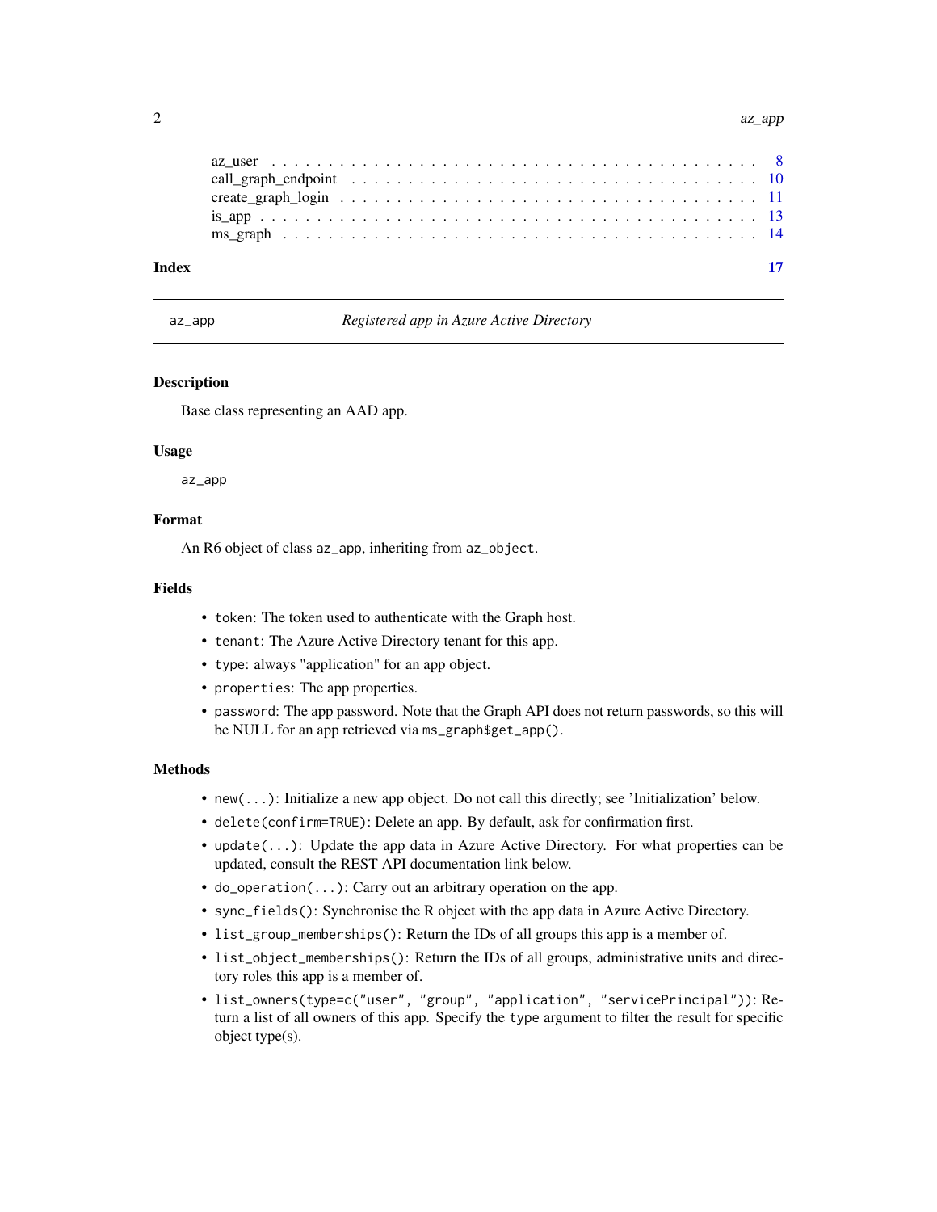az_user . . . . . . . . . . . . . . . . . . . . . . . . . . . . . . . . . . . . . . . . . 8
call_graph_endpoint . . . . . . . . . . . . . . . . . . . . . . . . . . . . . . . . . . . 10
create_graph_login . . . . . . . . . . . . . . . . . . . . . . . . . . . . . . . . . . . . 11
is_app . . . . . . . . . . . . . . . . . . . . . . . . . . . . . . . . . . . . . . . . . . 13
ms_graph . . . . . . . . . . . . . . . . . . . . . . . . . . . . . . . . . . . . . . . . 14

**Index** **17**

---

## az_app — *Registered app in Azure Active Directory*

### Description

Base class representing an AAD app.

### Usage

```
az_app
```

### Format

An R6 object of class `az_app`, inheriting from `az_object`.

### Fields

- `token`: The token used to authenticate with the Graph host.
- `tenant`: The Azure Active Directory tenant for this app.
- `type`: always "application" for an app object.
- `properties`: The app properties.
- `password`: The app password. Note that the Graph API does not return passwords, so this will be NULL for an app retrieved via `ms_graph$get_app()`.

### Methods

- `new(...)`: Initialize a new app object. Do not call this directly; see 'Initialization' below.
- `delete(confirm=TRUE)`: Delete an app. By default, ask for confirmation first.
- `update(...)`: Update the app data in Azure Active Directory. For what properties can be updated, consult the REST API documentation link below.
- `do_operation(...)`: Carry out an arbitrary operation on the app.
- `sync_fields()`: Synchronise the R object with the app data in Azure Active Directory.
- `list_group_memberships()`: Return the IDs of all groups this app is a member of.
- `list_object_memberships()`: Return the IDs of all groups, administrative units and directory roles this app is a member of.
- `list_owners(type=c("user", "group", "application", "servicePrincipal"))`: Return a list of all owners of this app. Specify the `type` argument to filter the result for specific object type(s).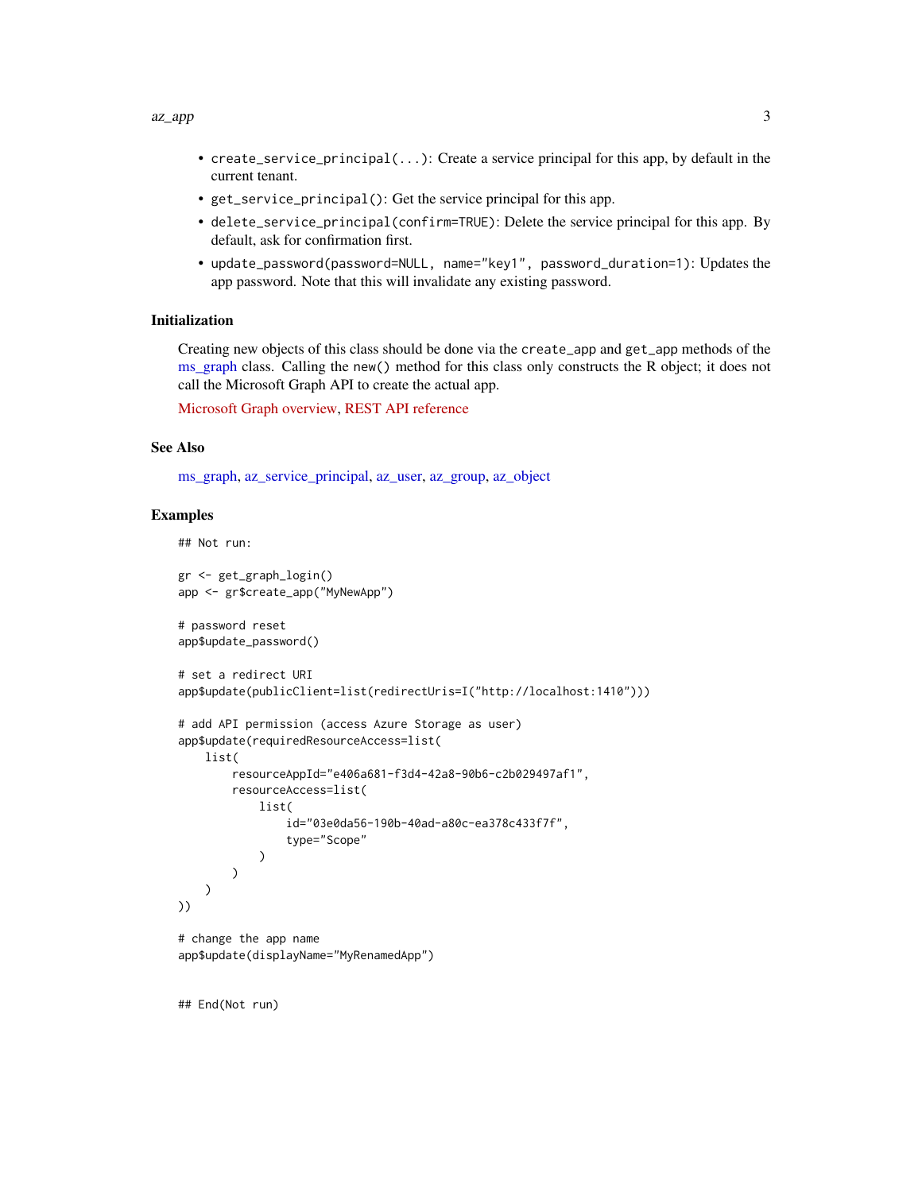- `create_service_principal(...)`: Create a service principal for this app, by default in the current tenant.
- `get_service_principal()`: Get the service principal for this app.
- `delete_service_principal(confirm=TRUE)`: Delete the service principal for this app. By default, ask for confirmation first.
- `update_password(password=NULL, name="key1", password_duration=1)`: Updates the app password. Note that this will invalidate any existing password.

### Initialization

Creating new objects of this class should be done via the `create_app` and `get_app` methods of the ms_graph class. Calling the `new()` method for this class only constructs the R object; it does not call the Microsoft Graph API to create the actual app.

Microsoft Graph overview, REST API reference

### See Also

ms_graph, az_service_principal, az_user, az_group, az_object

### Examples

```
## Not run:

gr <- get_graph_login()
app <- gr$create_app("MyNewApp")

# password reset
app$update_password()

# set a redirect URI
app$update(publicClient=list(redirectUris=I("http://localhost:1410")))

# add API permission (access Azure Storage as user)
app$update(requiredResourceAccess=list(
    list(
        resourceAppId="e406a681-f3d4-42a8-90b6-c2b029497af1",
        resourceAccess=list(
            list(
                id="03e0da56-190b-40ad-a80c-ea378c433f7f",
                type="Scope"
            )
        )
    )
))

# change the app name
app$update(displayName="MyRenamedApp")


## End(Not run)
```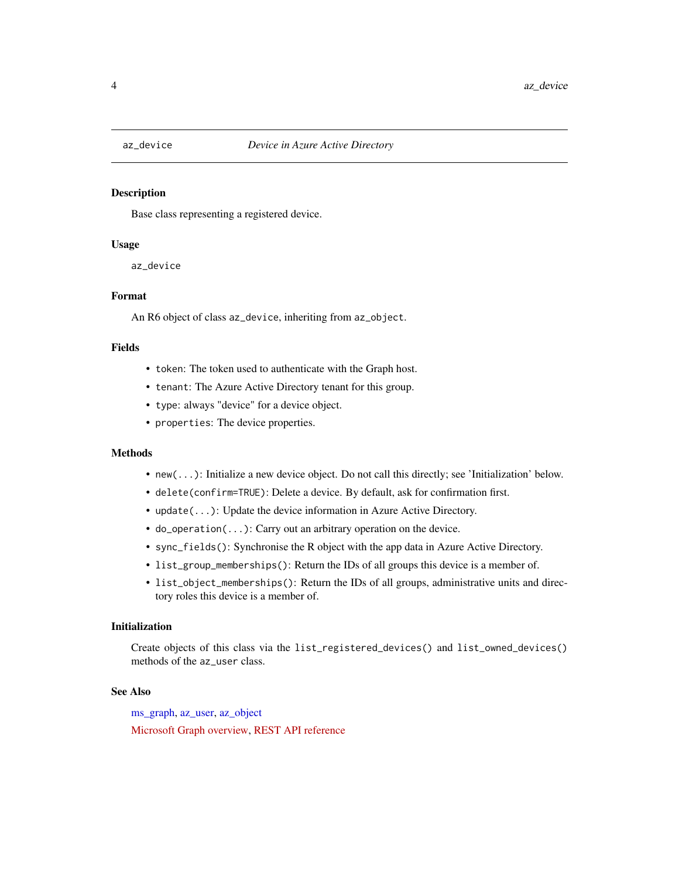# az_device — *Device in Azure Active Directory*

## Description

Base class representing a registered device.

## Usage

```
az_device
```

## Format

An R6 object of class `az_device`, inheriting from `az_object`.

## Fields

- `token`: The token used to authenticate with the Graph host.
- `tenant`: The Azure Active Directory tenant for this group.
- `type`: always "device" for a device object.
- `properties`: The device properties.

## Methods

- `new(...)`: Initialize a new device object. Do not call this directly; see 'Initialization' below.
- `delete(confirm=TRUE)`: Delete a device. By default, ask for confirmation first.
- `update(...)`: Update the device information in Azure Active Directory.
- `do_operation(...)`: Carry out an arbitrary operation on the device.
- `sync_fields()`: Synchronise the R object with the app data in Azure Active Directory.
- `list_group_memberships()`: Return the IDs of all groups this device is a member of.
- `list_object_memberships()`: Return the IDs of all groups, administrative units and directory roles this device is a member of.

## Initialization

Create objects of this class via the `list_registered_devices()` and `list_owned_devices()` methods of the `az_user` class.

## See Also

ms_graph, az_user, az_object

Microsoft Graph overview, REST API reference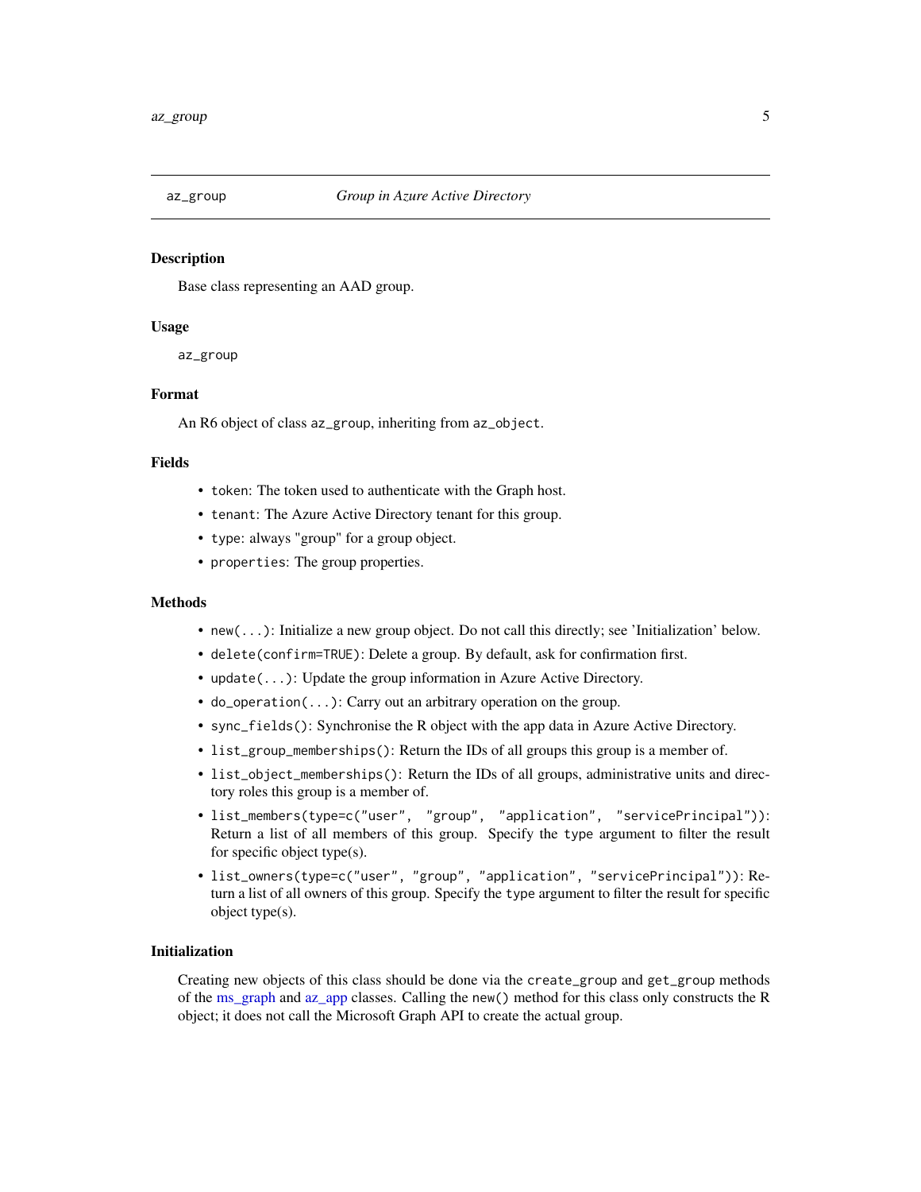## az_group — *Group in Azure Active Directory*

### Description

Base class representing an AAD group.

### Usage

```
az_group
```

### Format

An R6 object of class `az_group`, inheriting from `az_object`.

### Fields

- `token`: The token used to authenticate with the Graph host.
- `tenant`: The Azure Active Directory tenant for this group.
- `type`: always "group" for a group object.
- `properties`: The group properties.

### Methods

- `new(...)`: Initialize a new group object. Do not call this directly; see 'Initialization' below.
- `delete(confirm=TRUE)`: Delete a group. By default, ask for confirmation first.
- `update(...)`: Update the group information in Azure Active Directory.
- `do_operation(...)`: Carry out an arbitrary operation on the group.
- `sync_fields()`: Synchronise the R object with the app data in Azure Active Directory.
- `list_group_memberships()`: Return the IDs of all groups this group is a member of.
- `list_object_memberships()`: Return the IDs of all groups, administrative units and directory roles this group is a member of.
- `list_members(type=c("user", "group", "application", "servicePrincipal"))`: Return a list of all members of this group. Specify the `type` argument to filter the result for specific object type(s).
- `list_owners(type=c("user", "group", "application", "servicePrincipal"))`: Return a list of all owners of this group. Specify the `type` argument to filter the result for specific object type(s).

### Initialization

Creating new objects of this class should be done via the `create_group` and `get_group` methods of the ms_graph and az_app classes. Calling the `new()` method for this class only constructs the R object; it does not call the Microsoft Graph API to create the actual group.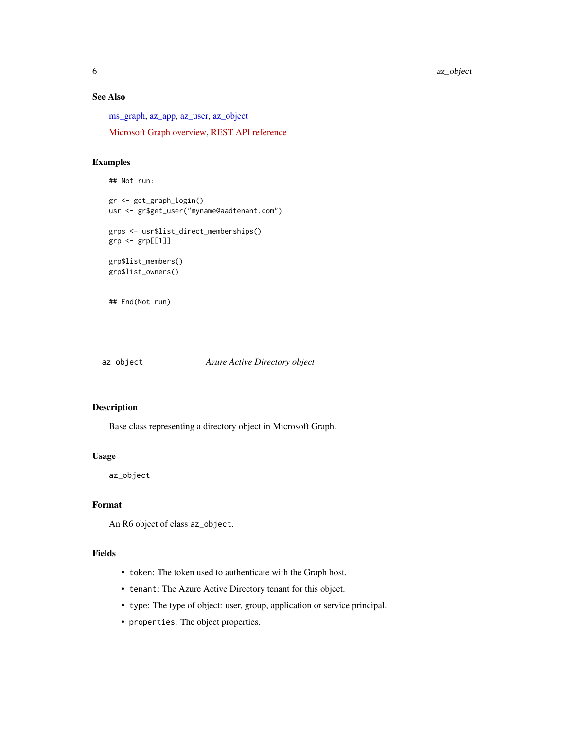### See Also

ms_graph, az_app, az_user, az_object

Microsoft Graph overview, REST API reference

### Examples

```
## Not run:

gr <- get_graph_login()
usr <- gr$get_user("myname@aadtenant.com")

grps <- usr$list_direct_memberships()
grp <- grp[[1]]

grp$list_members()
grp$list_owners()


## End(Not run)
```

---

## az_object — *Azure Active Directory object*

### Description

Base class representing a directory object in Microsoft Graph.

### Usage

```
az_object
```

### Format

An R6 object of class `az_object`.

### Fields

- `token`: The token used to authenticate with the Graph host.
- `tenant`: The Azure Active Directory tenant for this object.
- `type`: The type of object: user, group, application or service principal.
- `properties`: The object properties.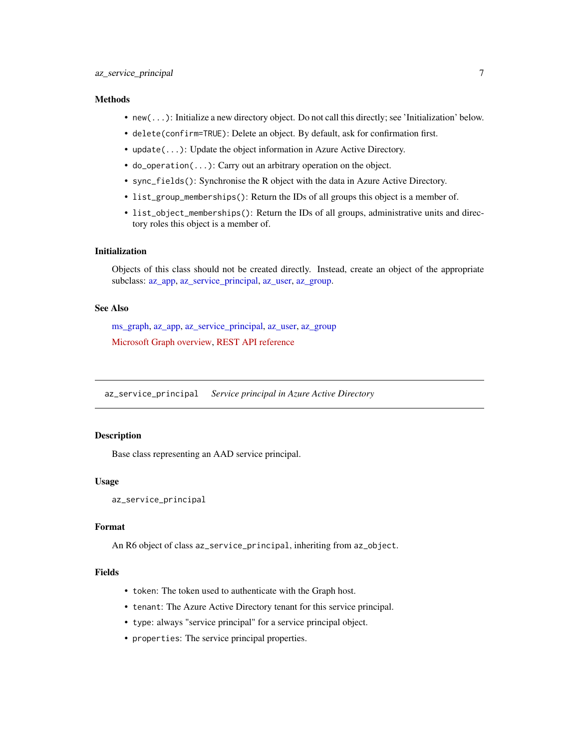### Methods

- `new(...)`: Initialize a new directory object. Do not call this directly; see 'Initialization' below.
- `delete(confirm=TRUE)`: Delete an object. By default, ask for confirmation first.
- `update(...)`: Update the object information in Azure Active Directory.
- `do_operation(...)`: Carry out an arbitrary operation on the object.
- `sync_fields()`: Synchronise the R object with the data in Azure Active Directory.
- `list_group_memberships()`: Return the IDs of all groups this object is a member of.
- `list_object_memberships()`: Return the IDs of all groups, administrative units and directory roles this object is a member of.

### Initialization

Objects of this class should not be created directly. Instead, create an object of the appropriate subclass: az_app, az_service_principal, az_user, az_group.

### See Also

ms_graph, az_app, az_service_principal, az_user, az_group

Microsoft Graph overview, REST API reference

---

## az_service_principal *Service principal in Azure Active Directory*

---

### Description

Base class representing an AAD service principal.

### Usage

```
az_service_principal
```

### Format

An R6 object of class `az_service_principal`, inheriting from `az_object`.

### Fields

- `token`: The token used to authenticate with the Graph host.
- `tenant`: The Azure Active Directory tenant for this service principal.
- `type`: always "service principal" for a service principal object.
- `properties`: The service principal properties.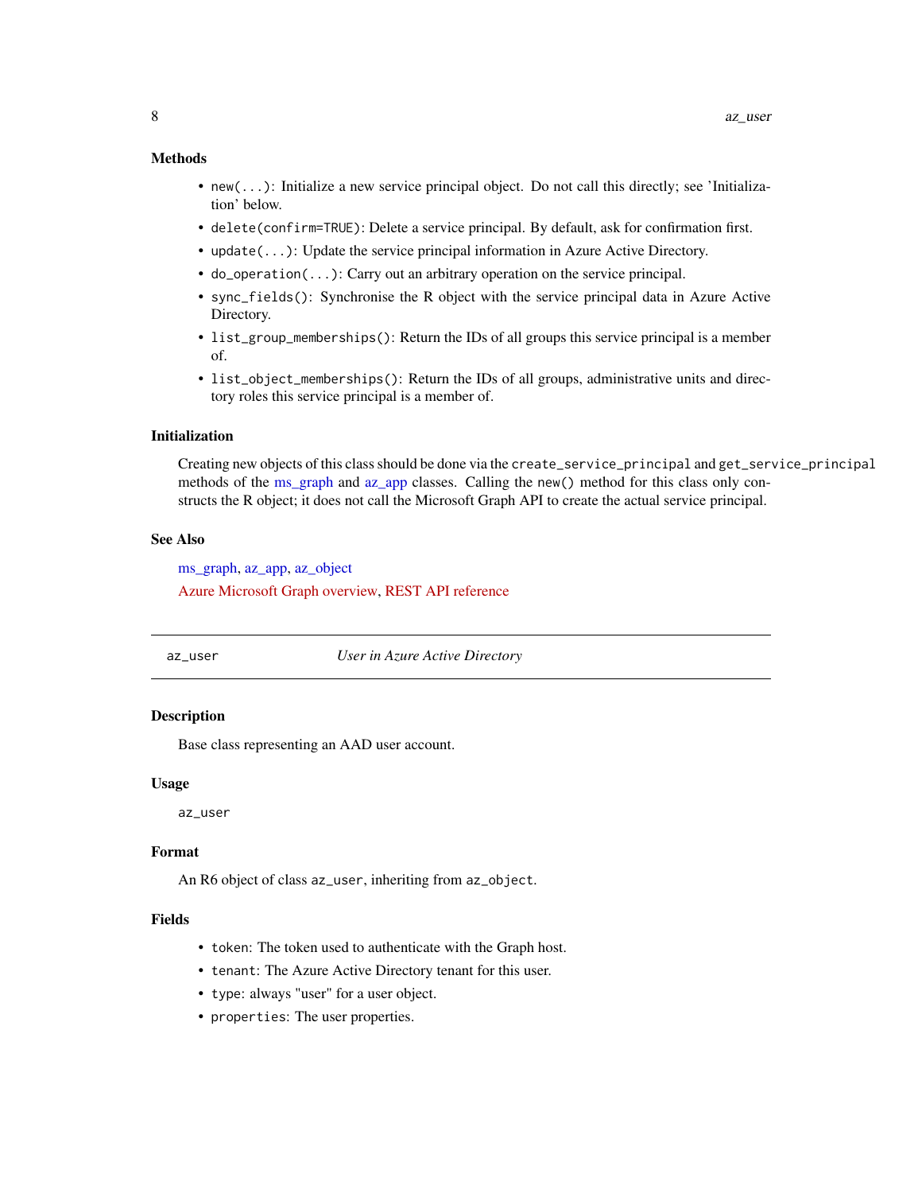### Methods

- `new(...)`: Initialize a new service principal object. Do not call this directly; see 'Initialization' below.
- `delete(confirm=TRUE)`: Delete a service principal. By default, ask for confirmation first.
- `update(...)`: Update the service principal information in Azure Active Directory.
- `do_operation(...)`: Carry out an arbitrary operation on the service principal.
- `sync_fields()`: Synchronise the R object with the service principal data in Azure Active Directory.
- `list_group_memberships()`: Return the IDs of all groups this service principal is a member of.
- `list_object_memberships()`: Return the IDs of all groups, administrative units and directory roles this service principal is a member of.

### Initialization

Creating new objects of this class should be done via the `create_service_principal` and `get_service_principal` methods of the ms_graph and az_app classes. Calling the `new()` method for this class only constructs the R object; it does not call the Microsoft Graph API to create the actual service principal.

### See Also

ms_graph, az_app, az_object

Azure Microsoft Graph overview, REST API reference

---

## az_user — *User in Azure Active Directory*

### Description

Base class representing an AAD user account.

### Usage

```
az_user
```

### Format

An R6 object of class `az_user`, inheriting from `az_object`.

### Fields

- `token`: The token used to authenticate with the Graph host.
- `tenant`: The Azure Active Directory tenant for this user.
- `type`: always "user" for a user object.
- `properties`: The user properties.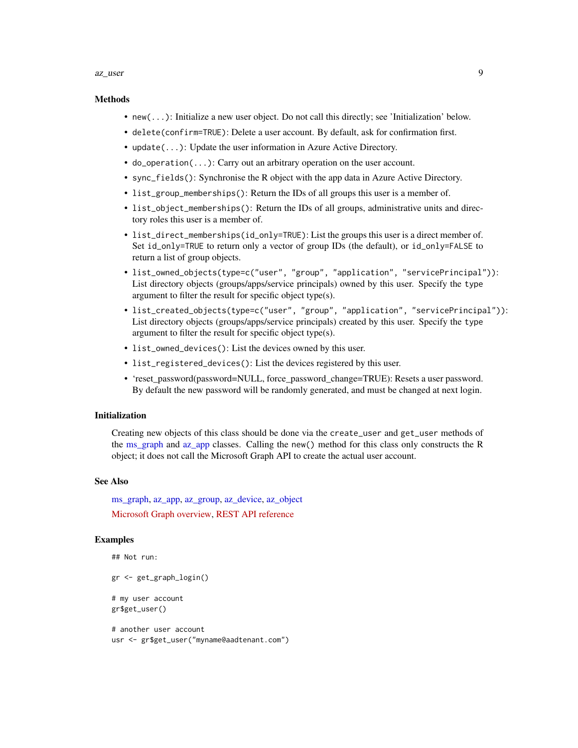## Methods

- `new(...)`: Initialize a new user object. Do not call this directly; see 'Initialization' below.
- `delete(confirm=TRUE)`: Delete a user account. By default, ask for confirmation first.
- `update(...)`: Update the user information in Azure Active Directory.
- `do_operation(...)`: Carry out an arbitrary operation on the user account.
- `sync_fields()`: Synchronise the R object with the app data in Azure Active Directory.
- `list_group_memberships()`: Return the IDs of all groups this user is a member of.
- `list_object_memberships()`: Return the IDs of all groups, administrative units and directory roles this user is a member of.
- `list_direct_memberships(id_only=TRUE)`: List the groups this user is a direct member of. Set `id_only=TRUE` to return only a vector of group IDs (the default), or `id_only=FALSE` to return a list of group objects.
- `list_owned_objects(type=c("user", "group", "application", "servicePrincipal"))`: List directory objects (groups/apps/service principals) owned by this user. Specify the `type` argument to filter the result for specific object type(s).
- `list_created_objects(type=c("user", "group", "application", "servicePrincipal"))`: List directory objects (groups/apps/service principals) created by this user. Specify the `type` argument to filter the result for specific object type(s).
- `list_owned_devices()`: List the devices owned by this user.
- `list_registered_devices()`: List the devices registered by this user.
- 'reset_password(password=NULL, force_password_change=TRUE): Resets a user password. By default the new password will be randomly generated, and must be changed at next login.

## Initialization

Creating new objects of this class should be done via the `create_user` and `get_user` methods of the ms_graph and az_app classes. Calling the `new()` method for this class only constructs the R object; it does not call the Microsoft Graph API to create the actual user account.

## See Also

ms_graph, az_app, az_group, az_device, az_object

Microsoft Graph overview, REST API reference

## Examples

```
## Not run:

gr <- get_graph_login()

# my user account
gr$get_user()

# another user account
usr <- gr$get_user("myname@aadtenant.com")
```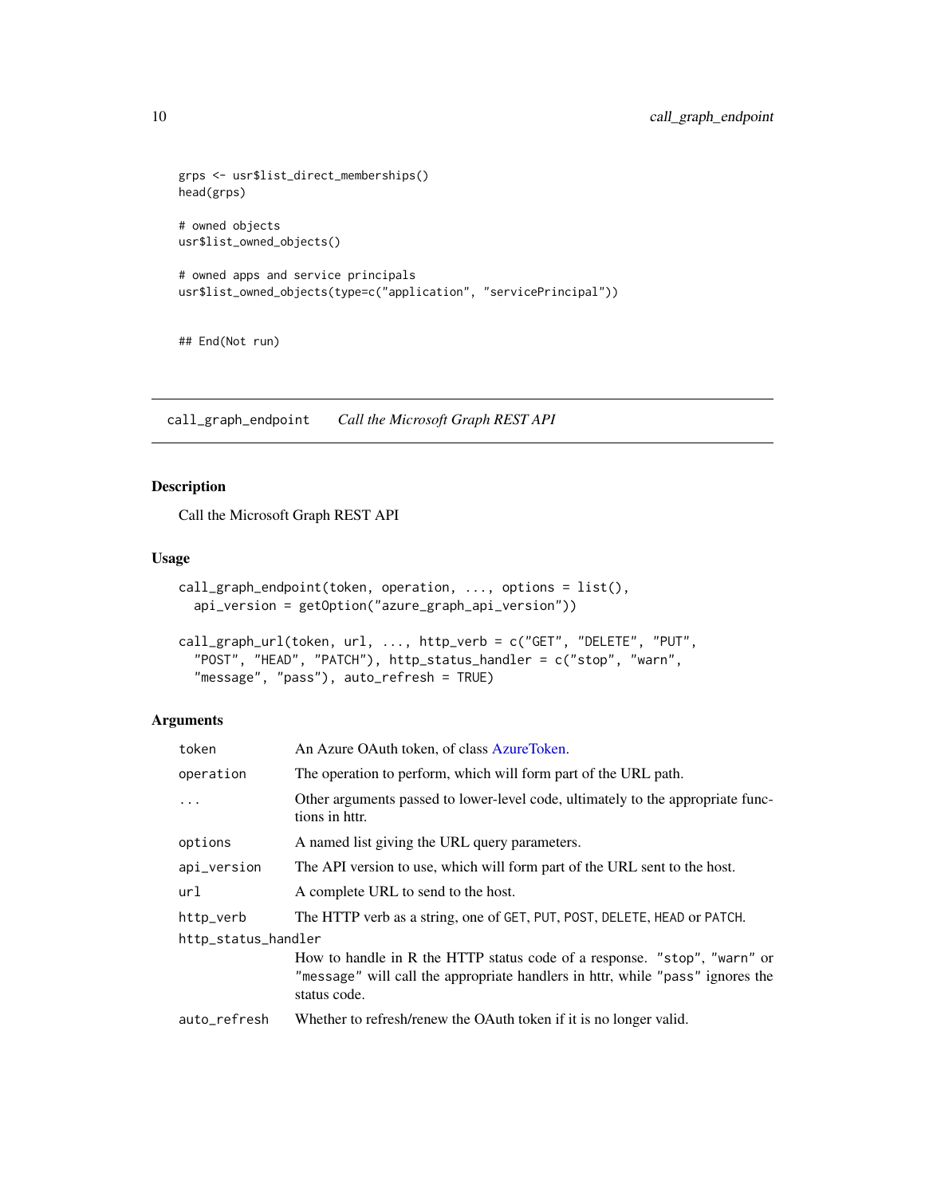```
grps <- usr$list_direct_memberships()
head(grps)

# owned objects
usr$list_owned_objects()

# owned apps and service principals
usr$list_owned_objects(type=c("application", "servicePrincipal"))


## End(Not run)
```

---

## call_graph_endpoint *Call the Microsoft Graph REST API*

### Description

Call the Microsoft Graph REST API

### Usage

```
call_graph_endpoint(token, operation, ..., options = list(),
  api_version = getOption("azure_graph_api_version"))

call_graph_url(token, url, ..., http_verb = c("GET", "DELETE", "PUT",
  "POST", "HEAD", "PATCH"), http_status_handler = c("stop", "warn",
  "message", "pass"), auto_refresh = TRUE)
```

### Arguments

| Argument | Description |
|---|---|
| `token` | An Azure OAuth token, of class AzureToken. |
| `operation` | The operation to perform, which will form part of the URL path. |
| `...` | Other arguments passed to lower-level code, ultimately to the appropriate functions in httr. |
| `options` | A named list giving the URL query parameters. |
| `api_version` | The API version to use, which will form part of the URL sent to the host. |
| `url` | A complete URL to send to the host. |
| `http_verb` | The HTTP verb as a string, one of `GET`, `PUT`, `POST`, `DELETE`, `HEAD` or `PATCH`. |
| `http_status_handler` | How to handle in R the HTTP status code of a response. `"stop"`, `"warn"` or `"message"` will call the appropriate handlers in httr, while `"pass"` ignores the status code. |
| `auto_refresh` | Whether to refresh/renew the OAuth token if it is no longer valid. |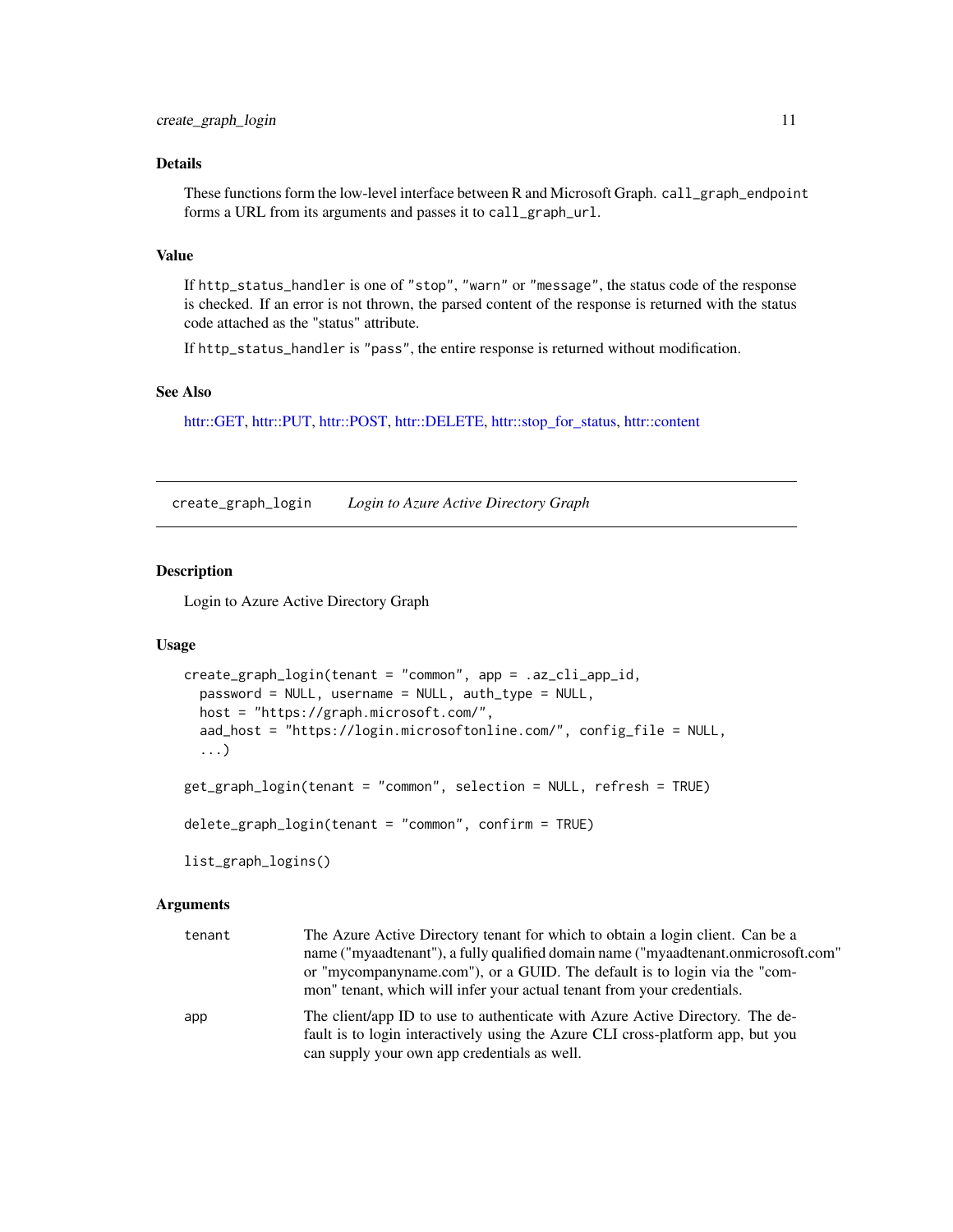### Details

These functions form the low-level interface between R and Microsoft Graph. `call_graph_endpoint` forms a URL from its arguments and passes it to `call_graph_url`.

### Value

If `http_status_handler` is one of `"stop"`, `"warn"` or `"message"`, the status code of the response is checked. If an error is not thrown, the parsed content of the response is returned with the status code attached as the "status" attribute.

If `http_status_handler` is `"pass"`, the entire response is returned without modification.

### See Also

httr::GET, httr::PUT, httr::POST, httr::DELETE, httr::stop_for_status, httr::content

---

## create_graph_login — *Login to Azure Active Directory Graph*

### Description

Login to Azure Active Directory Graph

### Usage

```
create_graph_login(tenant = "common", app = .az_cli_app_id,
  password = NULL, username = NULL, auth_type = NULL,
  host = "https://graph.microsoft.com/",
  aad_host = "https://login.microsoftonline.com/", config_file = NULL,
  ...)

get_graph_login(tenant = "common", selection = NULL, refresh = TRUE)

delete_graph_login(tenant = "common", confirm = TRUE)

list_graph_logins()
```

### Arguments

| | |
|---|---|
| `tenant` | The Azure Active Directory tenant for which to obtain a login client. Can be a name ("myaadtenant"), a fully qualified domain name ("myaadtenant.onmicrosoft.com" or "mycompanyname.com"), or a GUID. The default is to login via the "common" tenant, which will infer your actual tenant from your credentials. |
| `app` | The client/app ID to use to authenticate with Azure Active Directory. The default is to login interactively using the Azure CLI cross-platform app, but you can supply your own app credentials as well. |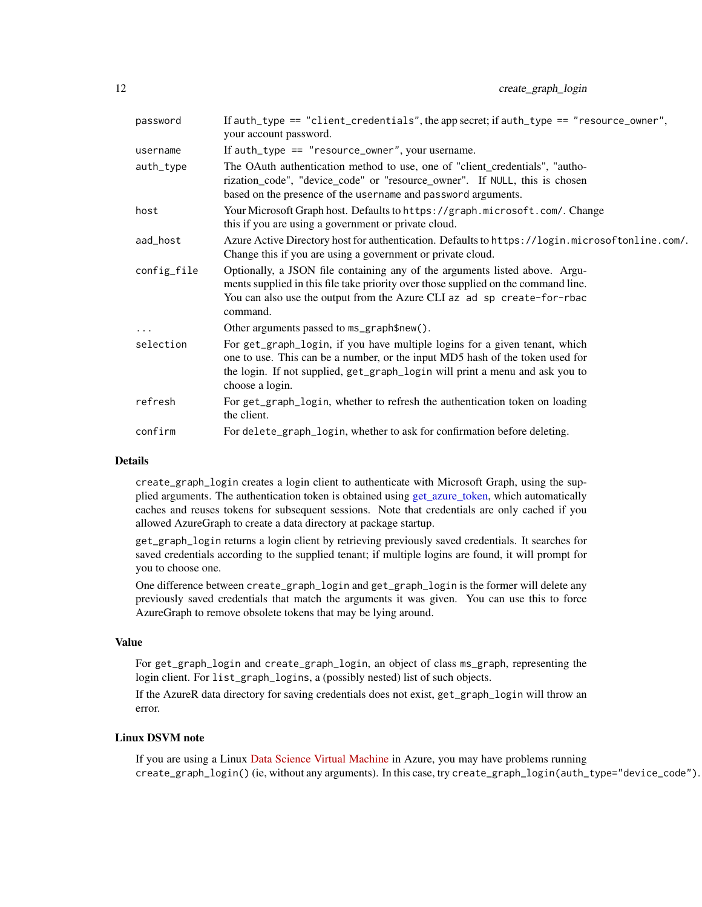| | |
|---|---|
| password | If auth_type == "client_credentials", the app secret; if auth_type == "resource_owner", your account password. |
| username | If auth_type == "resource_owner", your username. |
| auth_type | The OAuth authentication method to use, one of "client_credentials", "authorization_code", "device_code" or "resource_owner". If NULL, this is chosen based on the presence of the username and password arguments. |
| host | Your Microsoft Graph host. Defaults to https://graph.microsoft.com/. Change this if you are using a government or private cloud. |
| aad_host | Azure Active Directory host for authentication. Defaults to https://login.microsoftonline.com/. Change this if you are using a government or private cloud. |
| config_file | Optionally, a JSON file containing any of the arguments listed above. Arguments supplied in this file take priority over those supplied on the command line. You can also use the output from the Azure CLI az ad sp create-for-rbac command. |
| ... | Other arguments passed to ms_graph$new(). |
| selection | For get_graph_login, if you have multiple logins for a given tenant, which one to use. This can be a number, or the input MD5 hash of the token used for the login. If not supplied, get_graph_login will print a menu and ask you to choose a login. |
| refresh | For get_graph_login, whether to refresh the authentication token on loading the client. |
| confirm | For delete_graph_login, whether to ask for confirmation before deleting. |

### Details

create_graph_login creates a login client to authenticate with Microsoft Graph, using the supplied arguments. The authentication token is obtained using get_azure_token, which automatically caches and reuses tokens for subsequent sessions. Note that credentials are only cached if you allowed AzureGraph to create a data directory at package startup.

get_graph_login returns a login client by retrieving previously saved credentials. It searches for saved credentials according to the supplied tenant; if multiple logins are found, it will prompt for you to choose one.

One difference between create_graph_login and get_graph_login is the former will delete any previously saved credentials that match the arguments it was given. You can use this to force AzureGraph to remove obsolete tokens that may be lying around.

### Value

For get_graph_login and create_graph_login, an object of class ms_graph, representing the login client. For list_graph_logins, a (possibly nested) list of such objects.

If the AzureR data directory for saving credentials does not exist, get_graph_login will throw an error.

### Linux DSVM note

If you are using a Linux Data Science Virtual Machine in Azure, you may have problems running create_graph_login() (ie, without any arguments). In this case, try create_graph_login(auth_type="device_code").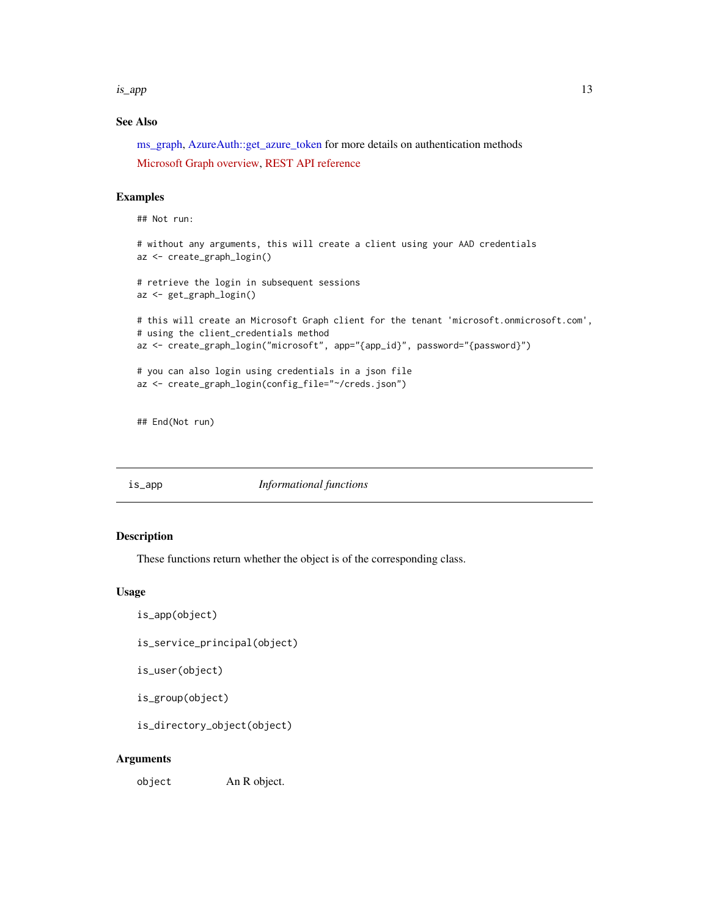## See Also

ms_graph, AzureAuth::get_azure_token for more details on authentication methods

Microsoft Graph overview, REST API reference

## Examples

```
## Not run:

# without any arguments, this will create a client using your AAD credentials
az <- create_graph_login()

# retrieve the login in subsequent sessions
az <- get_graph_login()

# this will create an Microsoft Graph client for the tenant 'microsoft.onmicrosoft.com',
# using the client_credentials method
az <- create_graph_login("microsoft", app="{app_id}", password="{password}")

# you can also login using credentials in a json file
az <- create_graph_login(config_file="~/creds.json")


## End(Not run)
```

---

# is_app *Informational functions*

---

## Description

These functions return whether the object is of the corresponding class.

## Usage

```
is_app(object)

is_service_principal(object)

is_user(object)

is_group(object)

is_directory_object(object)
```

## Arguments

| | |
|---|---|
| object | An R object. |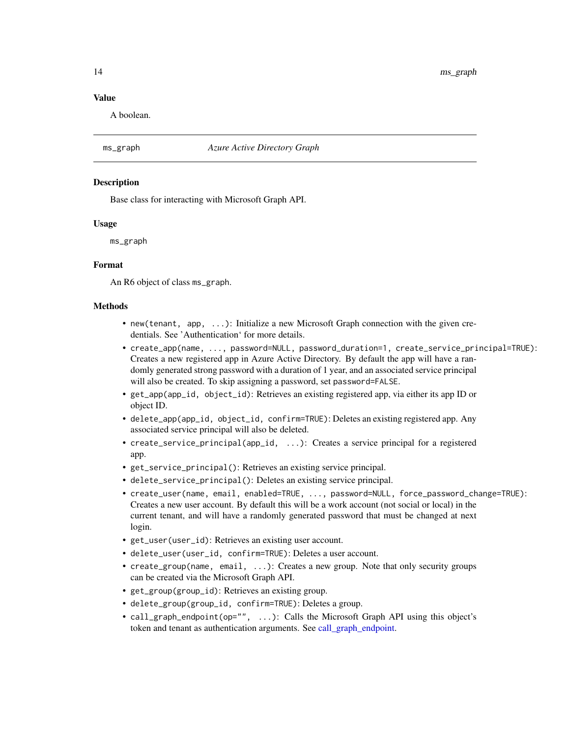### Value

A boolean.

---

## ms_graph — *Azure Active Directory Graph*

### Description

Base class for interacting with Microsoft Graph API.

### Usage

```
ms_graph
```

### Format

An R6 object of class `ms_graph`.

### Methods

- `new(tenant, app, ...)`: Initialize a new Microsoft Graph connection with the given credentials. See 'Authentication' for more details.
- `create_app(name, ..., password=NULL, password_duration=1, create_service_principal=TRUE)`: Creates a new registered app in Azure Active Directory. By default the app will have a randomly generated strong password with a duration of 1 year, and an associated service principal will also be created. To skip assigning a password, set `password=FALSE`.
- `get_app(app_id, object_id)`: Retrieves an existing registered app, via either its app ID or object ID.
- `delete_app(app_id, object_id, confirm=TRUE)`: Deletes an existing registered app. Any associated service principal will also be deleted.
- `create_service_principal(app_id, ...)`: Creates a service principal for a registered app.
- `get_service_principal()`: Retrieves an existing service principal.
- `delete_service_principal()`: Deletes an existing service principal.
- `create_user(name, email, enabled=TRUE, ..., password=NULL, force_password_change=TRUE)`: Creates a new user account. By default this will be a work account (not social or local) in the current tenant, and will have a randomly generated password that must be changed at next login.
- `get_user(user_id)`: Retrieves an existing user account.
- `delete_user(user_id, confirm=TRUE)`: Deletes a user account.
- `create_group(name, email, ...)`: Creates a new group. Note that only security groups can be created via the Microsoft Graph API.
- `get_group(group_id)`: Retrieves an existing group.
- `delete_group(group_id, confirm=TRUE)`: Deletes a group.
- `call_graph_endpoint(op="", ...)`: Calls the Microsoft Graph API using this object's token and tenant as authentication arguments. See call_graph_endpoint.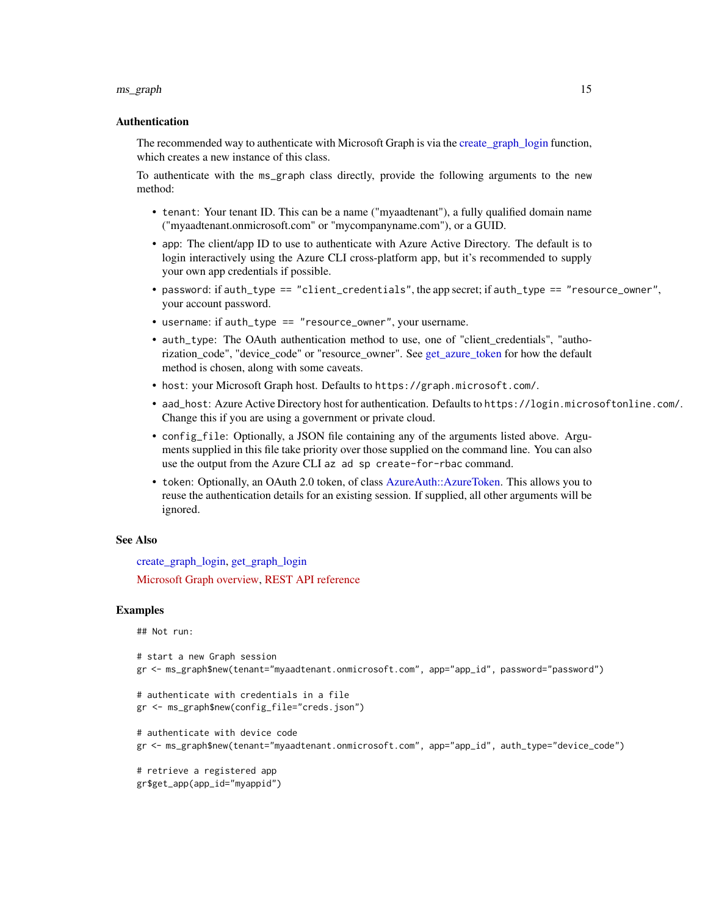### Authentication

The recommended way to authenticate with Microsoft Graph is via the create_graph_login function, which creates a new instance of this class.

To authenticate with the `ms_graph` class directly, provide the following arguments to the `new` method:

- `tenant`: Your tenant ID. This can be a name ("myaadtenant"), a fully qualified domain name ("myaadtenant.onmicrosoft.com" or "mycompanyname.com"), or a GUID.
- `app`: The client/app ID to use to authenticate with Azure Active Directory. The default is to login interactively using the Azure CLI cross-platform app, but it's recommended to supply your own app credentials if possible.
- `password`: if `auth_type == "client_credentials"`, the app secret; if `auth_type == "resource_owner"`, your account password.
- `username`: if `auth_type == "resource_owner"`, your username.
- `auth_type`: The OAuth authentication method to use, one of "client_credentials", "authorization_code", "device_code" or "resource_owner". See get_azure_token for how the default method is chosen, along with some caveats.
- `host`: your Microsoft Graph host. Defaults to `https://graph.microsoft.com/`.
- `aad_host`: Azure Active Directory host for authentication. Defaults to `https://login.microsoftonline.com/`. Change this if you are using a government or private cloud.
- `config_file`: Optionally, a JSON file containing any of the arguments listed above. Arguments supplied in this file take priority over those supplied on the command line. You can also use the output from the Azure CLI `az ad sp create-for-rbac` command.
- `token`: Optionally, an OAuth 2.0 token, of class AzureAuth::AzureToken. This allows you to reuse the authentication details for an existing session. If supplied, all other arguments will be ignored.

### See Also

create_graph_login, get_graph_login

Microsoft Graph overview, REST API reference

### Examples

```
## Not run:

# start a new Graph session
gr <- ms_graph$new(tenant="myaadtenant.onmicrosoft.com", app="app_id", password="password")

# authenticate with credentials in a file
gr <- ms_graph$new(config_file="creds.json")

# authenticate with device code
gr <- ms_graph$new(tenant="myaadtenant.onmicrosoft.com", app="app_id", auth_type="device_code")

# retrieve a registered app
gr$get_app(app_id="myappid")
```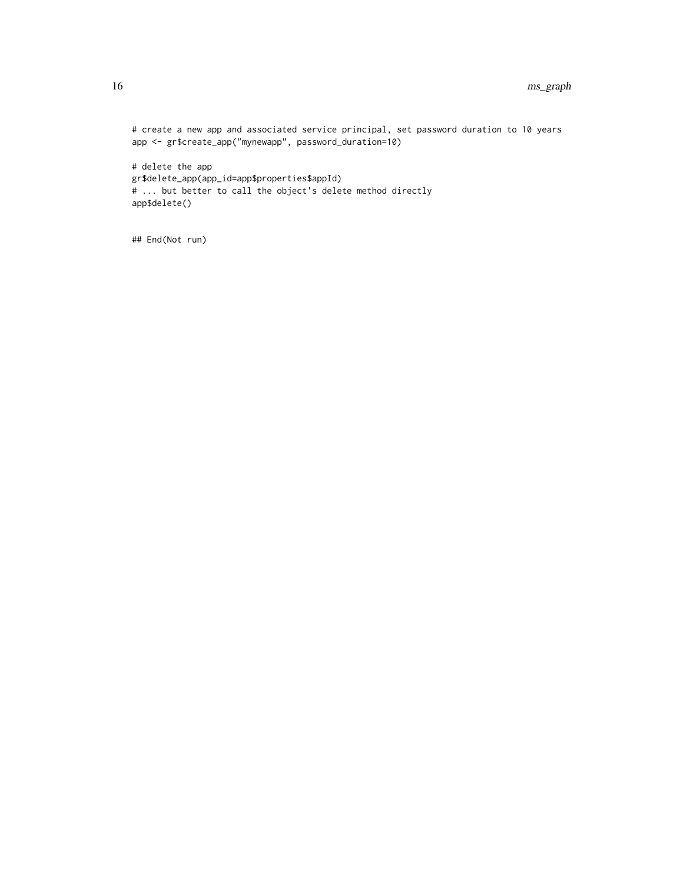```
# create a new app and associated service principal, set password duration to 10 years
app <- gr$create_app("mynewapp", password_duration=10)

# delete the app
gr$delete_app(app_id=app$properties$appId)
# ... but better to call the object's delete method directly
app$delete()


## End(Not run)
```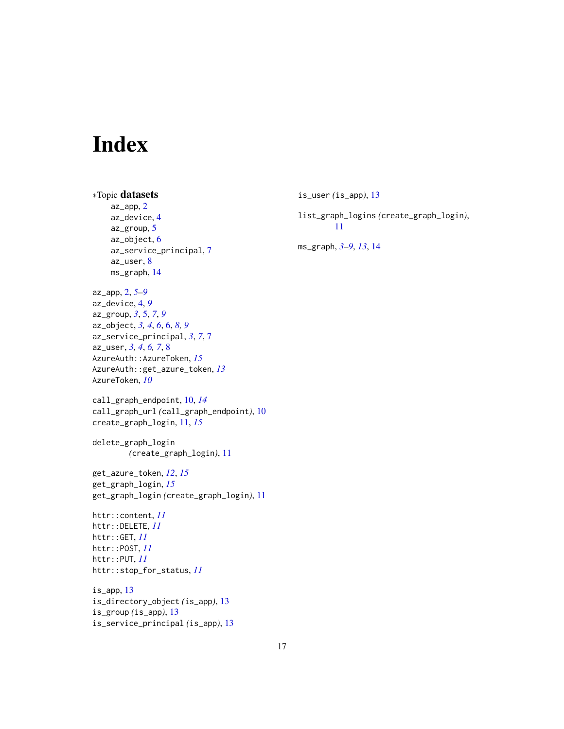# Index

∗Topic **datasets**

az_app, 2
az_device, 4
az_group, 5
az_object, 6
az_service_principal, 7
az_user, 8
ms_graph, 14

az_app, 2, *5–9*
az_device, 4, *9*
az_group, *3*, 5, *7*, *9*
az_object, *3, 4*, *6*, 6, *8, 9*
az_service_principal, *3*, *7*, 7
az_user, *3, 4*, *6, 7*, 8
AzureAuth::AzureToken, *15*
AzureAuth::get_azure_token, *13*
AzureToken, *10*

call_graph_endpoint, 10, *14*
call_graph_url *(*call_graph_endpoint*)*, 10
create_graph_login, 11, *15*

delete_graph_login *(*create_graph_login*)*, 11

get_azure_token, *12*, *15*
get_graph_login, *15*
get_graph_login *(*create_graph_login*)*, 11

httr::content, *11*
httr::DELETE, *11*
httr::GET, *11*
httr::POST, *11*
httr::PUT, *11*
httr::stop_for_status, *11*

is_app, 13
is_directory_object *(*is_app*)*, 13
is_group *(*is_app*)*, 13
is_service_principal *(*is_app*)*, 13
is_user *(*is_app*)*, 13

list_graph_logins *(*create_graph_login*)*, 11

ms_graph, *3–9*, *13*, 14